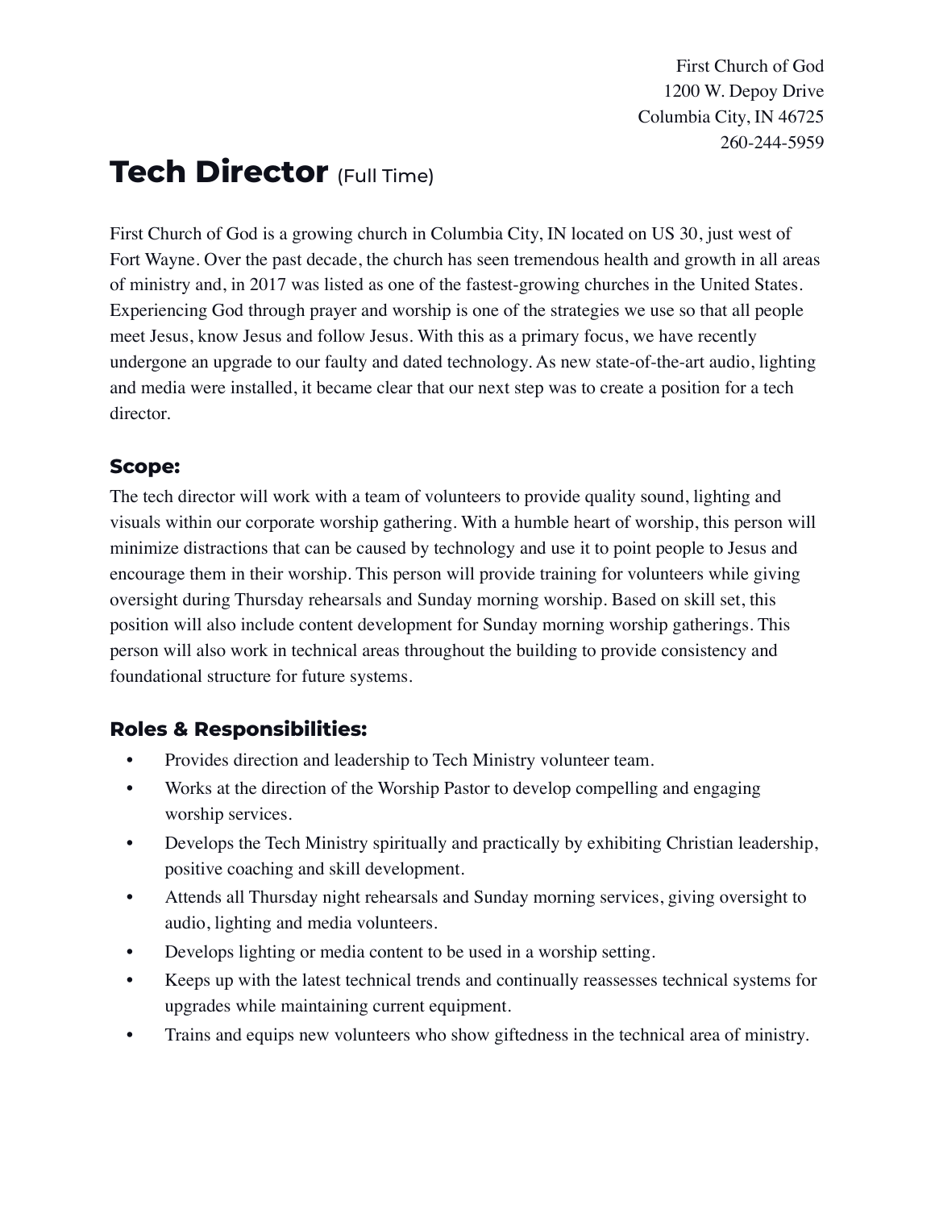First Church of God
1200 W. Depoy Drive
Columbia City, IN 46725
260-244-5959

# Tech Director (Full Time)

First Church of God is a growing church in Columbia City, IN located on US 30, just west of Fort Wayne. Over the past decade, the church has seen tremendous health and growth in all areas of ministry and, in 2017 was listed as one of the fastest-growing churches in the United States. Experiencing God through prayer and worship is one of the strategies we use so that all people meet Jesus, know Jesus and follow Jesus. With this as a primary focus, we have recently undergone an upgrade to our faulty and dated technology. As new state-of-the-art audio, lighting and media were installed, it became clear that our next step was to create a position for a tech director.

## Scope:

The tech director will work with a team of volunteers to provide quality sound, lighting and visuals within our corporate worship gathering. With a humble heart of worship, this person will minimize distractions that can be caused by technology and use it to point people to Jesus and encourage them in their worship. This person will provide training for volunteers while giving oversight during Thursday rehearsals and Sunday morning worship. Based on skill set, this position will also include content development for Sunday morning worship gatherings. This person will also work in technical areas throughout the building to provide consistency and foundational structure for future systems.

## Roles & Responsibilities:

- Provides direction and leadership to Tech Ministry volunteer team.
- Works at the direction of the Worship Pastor to develop compelling and engaging worship services.
- Develops the Tech Ministry spiritually and practically by exhibiting Christian leadership, positive coaching and skill development.
- Attends all Thursday night rehearsals and Sunday morning services, giving oversight to audio, lighting and media volunteers.
- Develops lighting or media content to be used in a worship setting.
- Keeps up with the latest technical trends and continually reassesses technical systems for upgrades while maintaining current equipment.
- Trains and equips new volunteers who show giftedness in the technical area of ministry.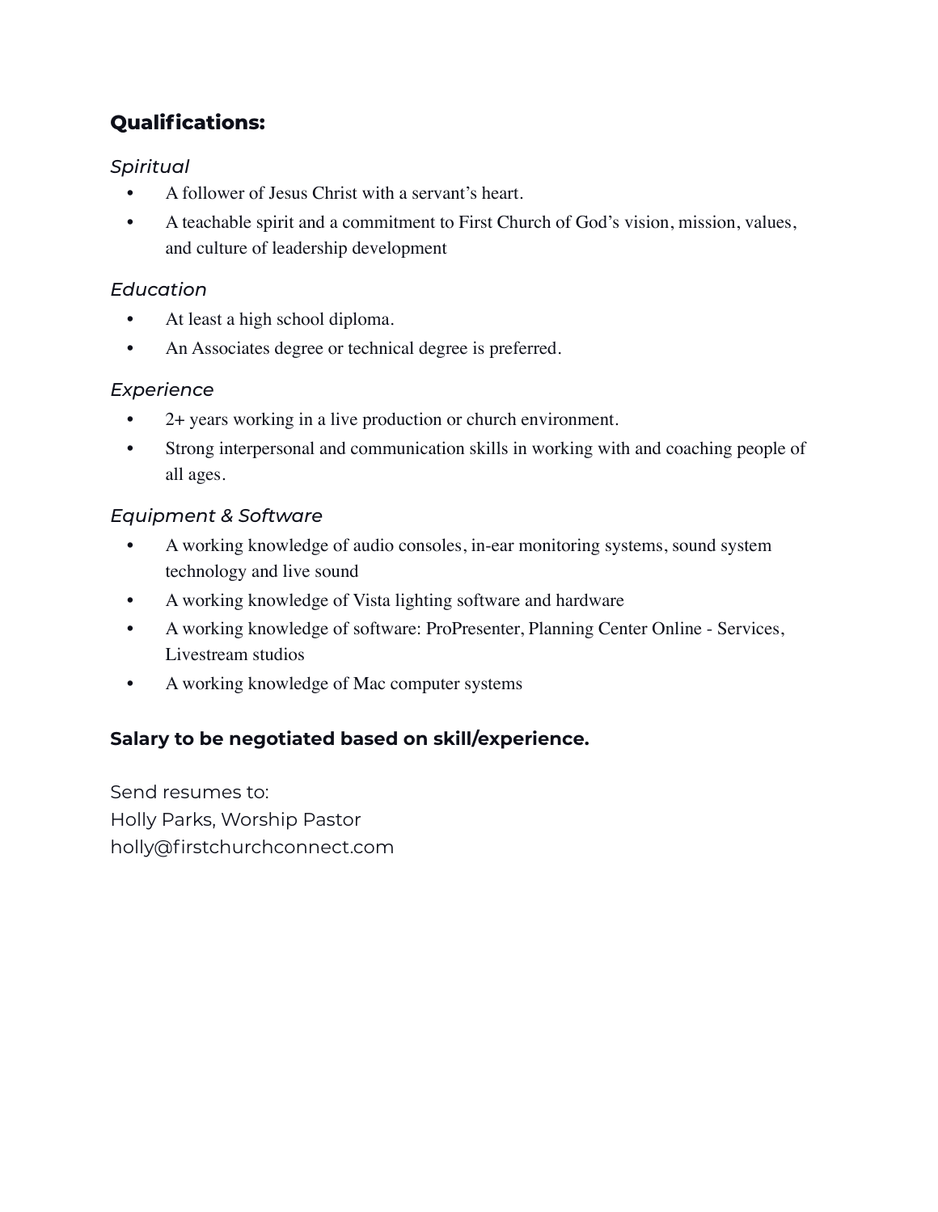## Qualifications:

*Spiritual*

- A follower of Jesus Christ with a servant's heart.
- A teachable spirit and a commitment to First Church of God's vision, mission, values, and culture of leadership development

*Education*

- At least a high school diploma.
- An Associates degree or technical degree is preferred.

*Experience*

- 2+ years working in a live production or church environment.
- Strong interpersonal and communication skills in working with and coaching people of all ages.

*Equipment & Software*

- A working knowledge of audio consoles, in-ear monitoring systems, sound system technology and live sound
- A working knowledge of Vista lighting software and hardware
- A working knowledge of software: ProPresenter, Planning Center Online - Services, Livestream studios
- A working knowledge of Mac computer systems

**Salary to be negotiated based on skill/experience.**

Send resumes to:
Holly Parks, Worship Pastor
holly@firstchurchconnect.com